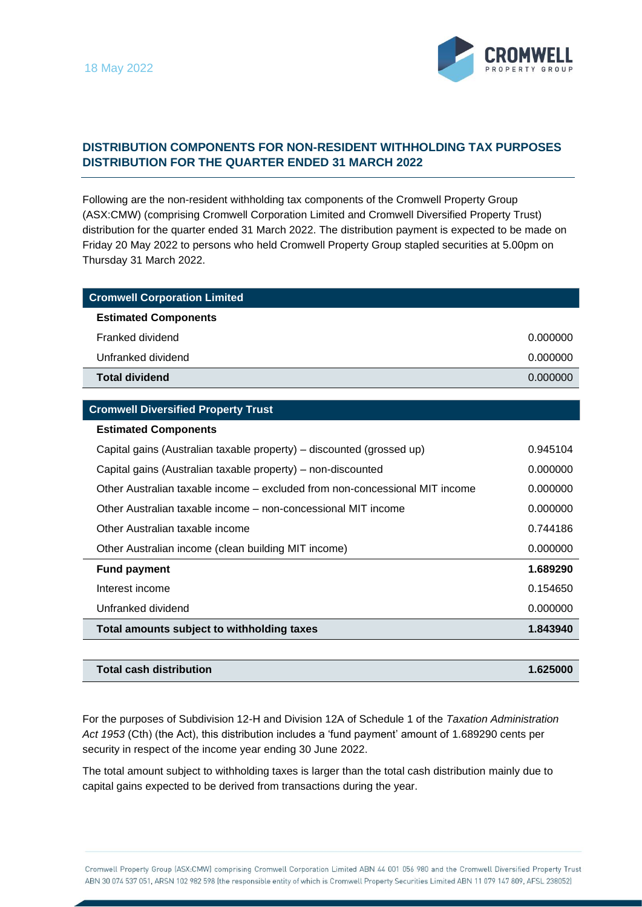18 May 2022

## DISTRIBUTION COMPONENTS FOR NON-RESIDENT WITHHOLDING TAX PURPOSES
## DISTRIBUTION FOR THE QUARTER ENDED 31 MARCH 2022

Following are the non-resident withholding tax components of the Cromwell Property Group (ASX:CMW) (comprising Cromwell Corporation Limited and Cromwell Diversified Property Trust) distribution for the quarter ended 31 March 2022. The distribution payment is expected to be made on Friday 20 May 2022 to persons who held Cromwell Property Group stapled securities at 5.00pm on Thursday 31 March 2022.

| Cromwell Corporation Limited | |
|---|---|
| **Estimated Components** | |
| Franked dividend | 0.000000 |
| Unfranked dividend | 0.000000 |
| **Total dividend** | 0.000000 |

| Cromwell Diversified Property Trust | |
|---|---|
| **Estimated Components** | |
| Capital gains (Australian taxable property) – discounted (grossed up) | 0.945104 |
| Capital gains (Australian taxable property) – non-discounted | 0.000000 |
| Other Australian taxable income – excluded from non-concessional MIT income | 0.000000 |
| Other Australian taxable income – non-concessional MIT income | 0.000000 |
| Other Australian taxable income | 0.744186 |
| Other Australian income (clean building MIT income) | 0.000000 |
| **Fund payment** | **1.689290** |
| Interest income | 0.154650 |
| Unfranked dividend | 0.000000 |
| **Total amounts subject to withholding taxes** | **1.843940** |

| **Total cash distribution** | **1.625000** |
|---|---|

For the purposes of Subdivision 12-H and Division 12A of Schedule 1 of the *Taxation Administration Act 1953* (Cth) (the Act), this distribution includes a 'fund payment' amount of 1.689290 cents per security in respect of the income year ending 30 June 2022.

The total amount subject to withholding taxes is larger than the total cash distribution mainly due to capital gains expected to be derived from transactions during the year.

Cromwell Property Group (ASX:CMW) comprising Cromwell Corporation Limited ABN 44 001 056 980 and the Cromwell Diversified Property Trust ABN 30 074 537 051, ARSN 102 982 598 (the responsible entity of which is Cromwell Property Securities Limited ABN 11 079 147 809, AFSL 238052)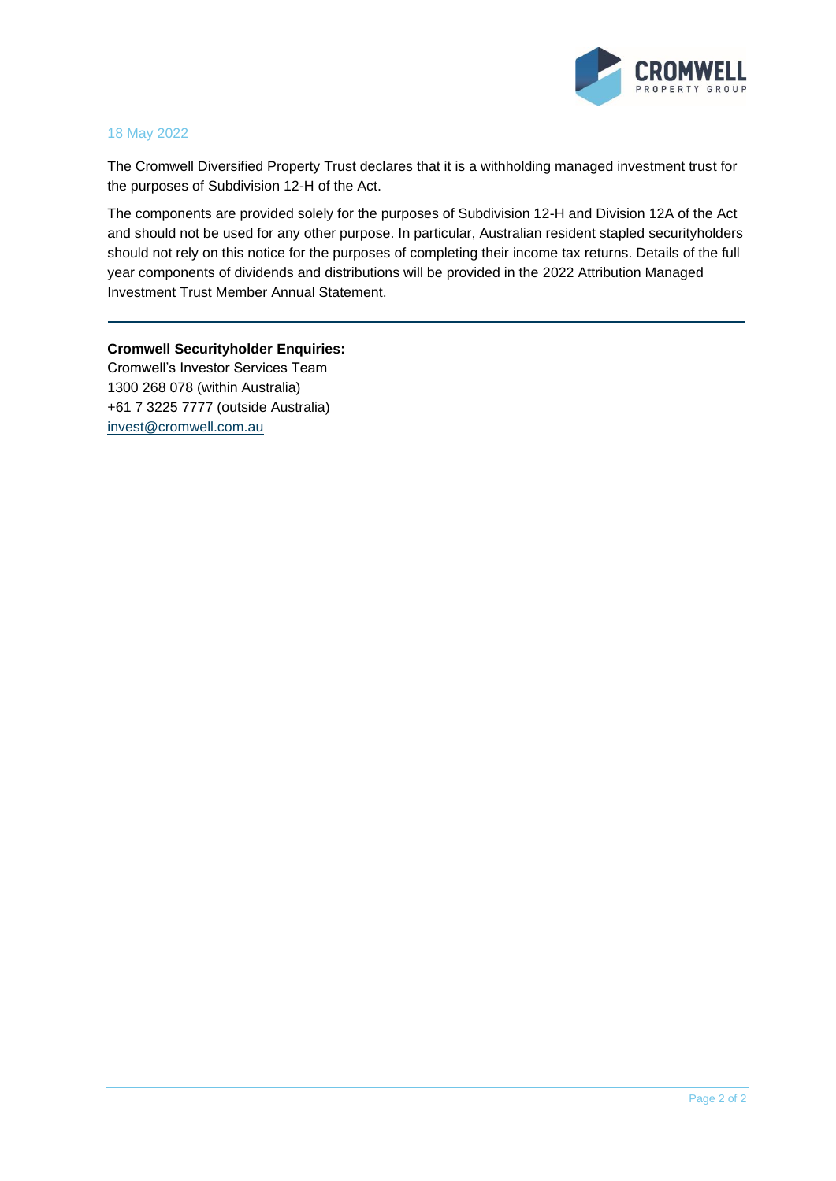18 May 2022

The Cromwell Diversified Property Trust declares that it is a withholding managed investment trust for the purposes of Subdivision 12-H of the Act.

The components are provided solely for the purposes of Subdivision 12-H and Division 12A of the Act and should not be used for any other purpose. In particular, Australian resident stapled securityholders should not rely on this notice for the purposes of completing their income tax returns. Details of the full year components of dividends and distributions will be provided in the 2022 Attribution Managed Investment Trust Member Annual Statement.

---

**Cromwell Securityholder Enquiries:**
Cromwell's Investor Services Team
1300 268 078 (within Australia)
+61 7 3225 7777 (outside Australia)
invest@cromwell.com.au